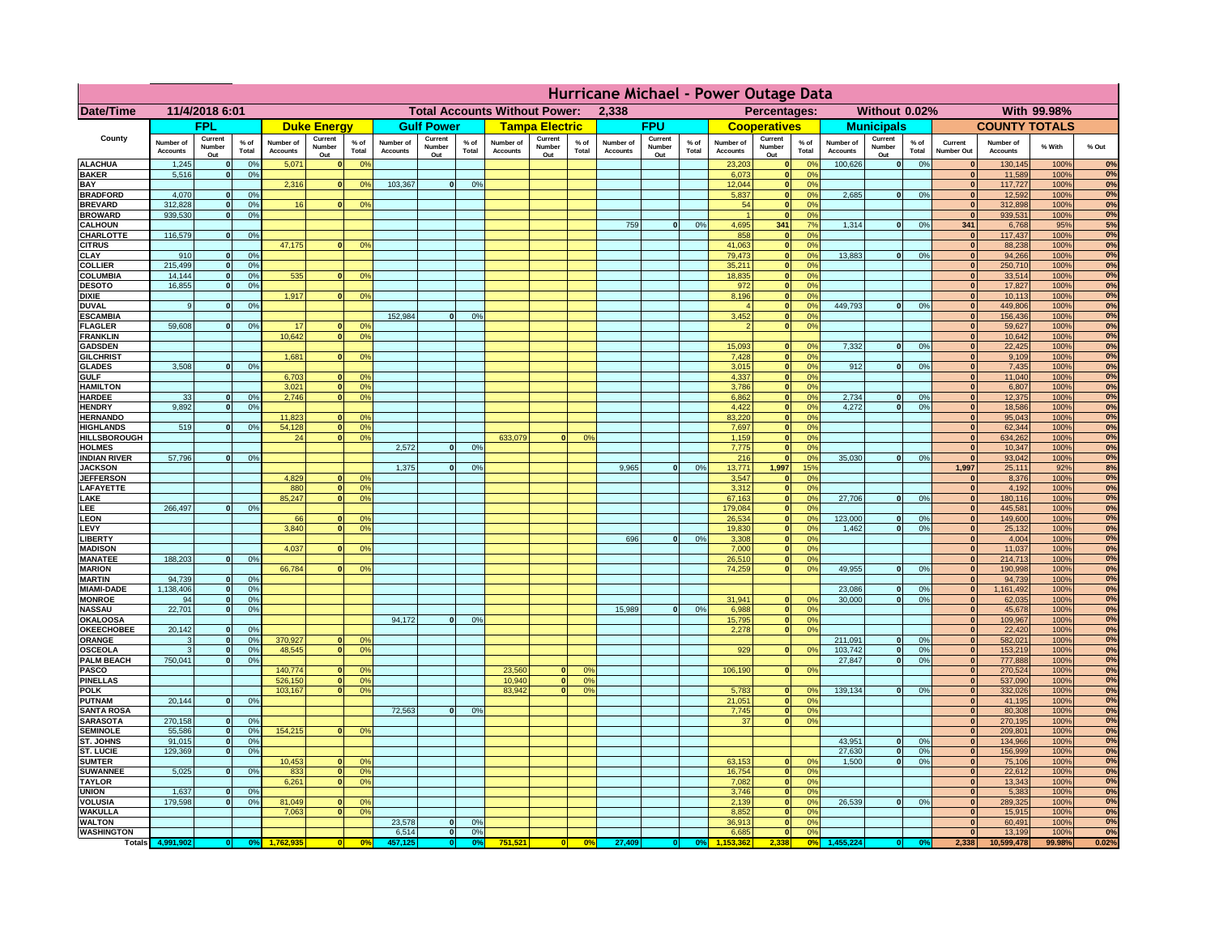# Hurricane Michael - Power Outage Data

| Date/Time | 11/4/2018 6:01 | Total Accounts Without Power: | 2,338 | Percentages: | Without 0.02% | With 99.98% |
|---|---|---|---|---|---|---|

| County | FPL | | | Duke Energy | | | Gulf Power | | | Tampa Electric | | | FPU | | | Cooperatives | | | Municipals | | | COUNTY TOTALS | | | |
|---|---|---|---|---|---|---|---|---|---|---|---|---|---|---|---|---|---|---|---|---|---|---|---|---|---|
| | Number of Accounts | Current Number Out | % of Total | Number of Accounts | Current Number Out | % of Total | Number of Accounts | Current Number Out | % of Total | Number of Accounts | Current Number Out | % of Total | Number of Accounts | Current Number Out | % of Total | Number of Accounts | Current Number Out | % of Total | Number of Accounts | Current Number Out | % of Total | Current Number Out | Number of Accounts | % With | % Out |
| ALACHUA | 1,245 | 0 | 0% | 5,071 | 0 | 0% | | | | | | | | | | 23,203 | 0 | 0% | 100,626 | 0 | 0% | 0 | 130,145 | 100% | 0% |
| BAKER | 5,516 | 0 | 0% | | | | | | | | | | | | | 6,073 | 0 | 0% | | | | 0 | 11,589 | 100% | 0% |
| BAY | | | | 2,316 | 0 | 0% | 103,367 | 0 | 0% | | | | | | | 12,044 | 0 | 0% | | | | 0 | 117,727 | 100% | 0% |
| BRADFORD | 4,070 | 0 | 0% | | | | | | | | | | | | | 5,837 | 0 | 0% | 2,685 | 0 | 0% | 0 | 12,592 | 100% | 0% |
| BREVARD | 312,828 | 0 | 0% | 16 | 0 | 0% | | | | | | | | | | 54 | 0 | 0% | | | | 0 | 312,898 | 100% | 0% |
| BROWARD | 939,530 | 0 | 0% | | | | | | | | | | | | | 1 | 0 | 0% | | | | 0 | 939,531 | 100% | 0% |
| CALHOUN | | | | | | | | | | | | | 759 | 0 | 0% | 4,695 | 341 | 7% | 1,314 | 0 | 0% | 341 | 6,768 | 95% | 5% |
| CHARLOTTE | 116,579 | 0 | 0% | | | | | | | | | | | | | 858 | 0 | 0% | | | | 0 | 117,437 | 100% | 0% |
| CITRUS | | | | 47,175 | 0 | 0% | | | | | | | | | | 41,063 | 0 | 0% | | | | 0 | 88,238 | 100% | 0% |
| CLAY | 910 | 0 | 0% | | | | | | | | | | | | | 79,473 | 0 | 0% | 13,883 | 0 | 0% | 0 | 94,266 | 100% | 0% |
| COLLIER | 215,499 | 0 | 0% | | | | | | | | | | | | | 35,211 | 0 | 0% | | | | 0 | 250,710 | 100% | 0% |
| COLUMBIA | 14,144 | 0 | 0% | 535 | 0 | 0% | | | | | | | | | | 18,835 | 0 | 0% | | | | 0 | 33,514 | 100% | 0% |
| DESOTO | 16,855 | 0 | 0% | | | | | | | | | | | | | 972 | 0 | 0% | | | | 0 | 17,827 | 100% | 0% |
| DIXIE | | | | 1,917 | 0 | 0% | | | | | | | | | | 8,196 | 0 | 0% | | | | 0 | 10,113 | 100% | 0% |
| DUVAL | 9 | 0 | 0% | | | | | | | | | | | | | 4 | 0 | 0% | 449,793 | 0 | 0% | 0 | 449,806 | 100% | 0% |
| ESCAMBIA | | | | | | | 152,984 | 0 | 0% | | | | | | | 3,452 | 0 | 0% | | | | 0 | 156,436 | 100% | 0% |
| FLAGLER | 59,608 | 0 | 0% | 17 | 0 | 0% | | | | | | | | | | 2 | 0 | 0% | | | | 0 | 59,627 | 100% | 0% |
| FRANKLIN | | | | 10,642 | 0 | 0% | | | | | | | | | | | | | | | | 0 | 10,642 | 100% | 0% |
| GADSDEN | | | | | | | | | | | | | | | | 15,093 | 0 | 0% | 7,332 | 0 | 0% | 0 | 22,425 | 100% | 0% |
| GILCHRIST | | | | 1,681 | 0 | 0% | | | | | | | | | | 7,428 | 0 | 0% | | | | 0 | 9,109 | 100% | 0% |
| GLADES | 3,508 | 0 | 0% | | | | | | | | | | | | | 3,015 | 0 | 0% | 912 | 0 | 0% | 0 | 7,435 | 100% | 0% |
| GULF | | | | 6,703 | 0 | 0% | | | | | | | | | | 4,337 | 0 | 0% | | | | 0 | 11,040 | 100% | 0% |
| HAMILTON | | | | 3,021 | 0 | 0% | | | | | | | | | | 3,786 | 0 | 0% | | | | 0 | 6,807 | 100% | 0% |
| HARDEE | 33 | 0 | 0% | 2,746 | 0 | 0% | | | | | | | | | | 6,862 | 0 | 0% | 2,734 | 0 | 0% | 0 | 12,375 | 100% | 0% |
| HENDRY | 9,892 | 0 | 0% | | | | | | | | | | | | | 4,422 | 0 | 0% | 4,272 | 0 | 0% | 0 | 18,586 | 100% | 0% |
| HERNANDO | | | | 11,823 | 0 | 0% | | | | | | | | | | 83,220 | 0 | 0% | | | | 0 | 95,043 | 100% | 0% |
| HIGHLANDS | 519 | 0 | 0% | 54,128 | 0 | 0% | | | | | | | | | | 7,697 | 0 | 0% | | | | 0 | 62,344 | 100% | 0% |
| HILLSBOROUGH | | | | 24 | 0 | 0% | | | | 633,079 | 0 | 0% | | | | 1,159 | 0 | 0% | | | | 0 | 634,262 | 100% | 0% |
| HOLMES | | | | | | | 2,572 | 0 | 0% | | | | | | | 7,775 | 0 | 0% | | | | 0 | 10,347 | 100% | 0% |
| INDIAN RIVER | 57,796 | 0 | 0% | | | | | | | | | | | | | 216 | 0 | 0% | 35,030 | 0 | 0% | 0 | 93,042 | 100% | 0% |
| JACKSON | | | | | | | 1,375 | 0 | 0% | | | | 9,965 | 0 | 0% | 13,771 | 1,997 | 15% | | | | 1,997 | 25,111 | 92% | 8% |
| JEFFERSON | | | | 4,829 | 0 | 0% | | | | | | | | | | 3,547 | 0 | 0% | | | | 0 | 8,376 | 100% | 0% |
| LAFAYETTE | | | | 880 | 0 | 0% | | | | | | | | | | 3,312 | 0 | 0% | | | | 0 | 4,192 | 100% | 0% |
| LAKE | | | | 85,247 | 0 | 0% | | | | | | | | | | 67,163 | 0 | 0% | 27,706 | 0 | 0% | 0 | 180,116 | 100% | 0% |
| LEE | 266,497 | 0 | 0% | | | | | | | | | | | | | 179,084 | 0 | 0% | | | | 0 | 445,581 | 100% | 0% |
| LEON | | | | 66 | 0 | 0% | | | | | | | | | | 26,534 | 0 | 0% | 123,000 | 0 | 0% | 0 | 149,600 | 100% | 0% |
| LEVY | | | | 3,840 | 0 | 0% | | | | | | | | | | 19,830 | 0 | 0% | 1,462 | 0 | 0% | 0 | 25,132 | 100% | 0% |
| LIBERTY | | | | | | | | | | | | | 696 | 0 | 0% | 3,308 | 0 | 0% | | | | 0 | 4,004 | 100% | 0% |
| MADISON | | | | 4,037 | 0 | 0% | | | | | | | | | | 7,000 | 0 | 0% | | | | 0 | 11,037 | 100% | 0% |
| MANATEE | 188,203 | 0 | 0% | | | | | | | | | | | | | 26,510 | 0 | 0% | | | | 0 | 214,713 | 100% | 0% |
| MARION | | | | 66,784 | 0 | 0% | | | | | | | | | | 74,259 | 0 | 0% | 49,955 | 0 | 0% | 0 | 190,998 | 100% | 0% |
| MARTIN | 94,739 | 0 | 0% | | | | | | | | | | | | | | | | | | | 0 | 94,739 | 100% | 0% |
| MIAMI-DADE | 1,138,406 | 0 | 0% | | | | | | | | | | | | | | | | 23,086 | 0 | 0% | 0 | 1,161,492 | 100% | 0% |
| MONROE | 94 | 0 | 0% | | | | | | | | | | | | | 31,941 | 0 | 0% | 30,000 | 0 | 0% | 0 | 62,035 | 100% | 0% |
| NASSAU | 22,701 | 0 | 0% | | | | | | | | | | 15,989 | 0 | 0% | 6,988 | 0 | 0% | | | | 0 | 45,678 | 100% | 0% |
| OKALOOSA | | | | | | | 94,172 | 0 | 0% | | | | | | | 15,795 | 0 | 0% | | | | 0 | 109,967 | 100% | 0% |
| OKEECHOBEE | 20,142 | 0 | 0% | | | | | | | | | | | | | 2,278 | 0 | 0% | | | | 0 | 22,420 | 100% | 0% |
| ORANGE | 3 | 0 | 0% | 370,927 | 0 | 0% | | | | | | | | | | | | | 211,091 | 0 | 0% | 0 | 582,021 | 100% | 0% |
| OSCEOLA | 3 | 0 | 0% | 48,545 | 0 | 0% | | | | | | | | | | 929 | 0 | 0% | 103,742 | 0 | 0% | 0 | 153,219 | 100% | 0% |
| PALM BEACH | 750,041 | 0 | 0% | | | | | | | | | | | | | | | | 27,847 | 0 | 0% | 0 | 777,888 | 100% | 0% |
| PASCO | | | | 140,774 | 0 | 0% | | | | 23,560 | 0 | 0% | | | | 106,190 | 0 | 0% | | | | 0 | 270,524 | 100% | 0% |
| PINELLAS | | | | 526,150 | 0 | 0% | | | | 10,940 | 0 | 0% | | | | | | | | | | 0 | 537,090 | 100% | 0% |
| POLK | | | | 103,167 | 0 | 0% | | | | 83,942 | 0 | 0% | | | | 5,783 | 0 | 0% | 139,134 | 0 | 0% | 0 | 332,026 | 100% | 0% |
| PUTNAM | 20,144 | 0 | 0% | | | | | | | | | | | | | 21,051 | 0 | 0% | | | | 0 | 41,195 | 100% | 0% |
| SANTA ROSA | | | | | | | 72,563 | 0 | 0% | | | | | | | 7,745 | 0 | 0% | | | | 0 | 80,308 | 100% | 0% |
| SARASOTA | 270,158 | 0 | 0% | | | | | | | | | | | | | 37 | 0 | 0% | | | | 0 | 270,195 | 100% | 0% |
| SEMINOLE | 55,586 | 0 | 0% | 154,215 | 0 | 0% | | | | | | | | | | | | | | | | 0 | 209,801 | 100% | 0% |
| ST. JOHNS | 91,015 | 0 | 0% | | | | | | | | | | | | | | | | 43,951 | 0 | 0% | 0 | 134,966 | 100% | 0% |
| ST. LUCIE | 129,369 | 0 | 0% | | | | | | | | | | | | | | | | 27,630 | 0 | 0% | 0 | 156,999 | 100% | 0% |
| SUMTER | | | | 10,453 | 0 | 0% | | | | | | | | | | 63,153 | 0 | 0% | 1,500 | 0 | 0% | 0 | 75,106 | 100% | 0% |
| SUWANNEE | 5,025 | 0 | 0% | 833 | 0 | 0% | | | | | | | | | | 16,754 | 0 | 0% | | | | 0 | 22,612 | 100% | 0% |
| TAYLOR | | | | 6,261 | 0 | 0% | | | | | | | | | | 7,082 | 0 | 0% | | | | 0 | 13,343 | 100% | 0% |
| UNION | 1,637 | 0 | 0% | | | | | | | | | | | | | 3,746 | 0 | 0% | | | | 0 | 5,383 | 100% | 0% |
| VOLUSIA | 179,598 | 0 | 0% | 81,049 | 0 | 0% | | | | | | | | | | 2,139 | 0 | 0% | 26,539 | 0 | 0% | 0 | 289,325 | 100% | 0% |
| WAKULLA | | | | 7,063 | 0 | 0% | | | | | | | | | | 8,852 | 0 | 0% | | | | 0 | 15,915 | 100% | 0% |
| WALTON | | | | | | | 23,578 | 0 | 0% | | | | | | | 36,913 | 0 | 0% | | | | 0 | 60,491 | 100% | 0% |
| WASHINGTON | | | | | | | 6,514 | 0 | 0% | | | | | | | 6,685 | 0 | 0% | | | | 0 | 13,199 | 100% | 0% |
| Totals | 4,991,902 | 0 | 0% | 1,762,935 | 0 | 0% | 457,125 | 0 | 0% | 751,521 | 0 | 0% | 27,409 | 0 | 0% | 1,153,362 | 2,338 | 0% | 1,455,224 | 0 | 0% | 2,338 | 10,599,478 | 99.98% | 0.02% |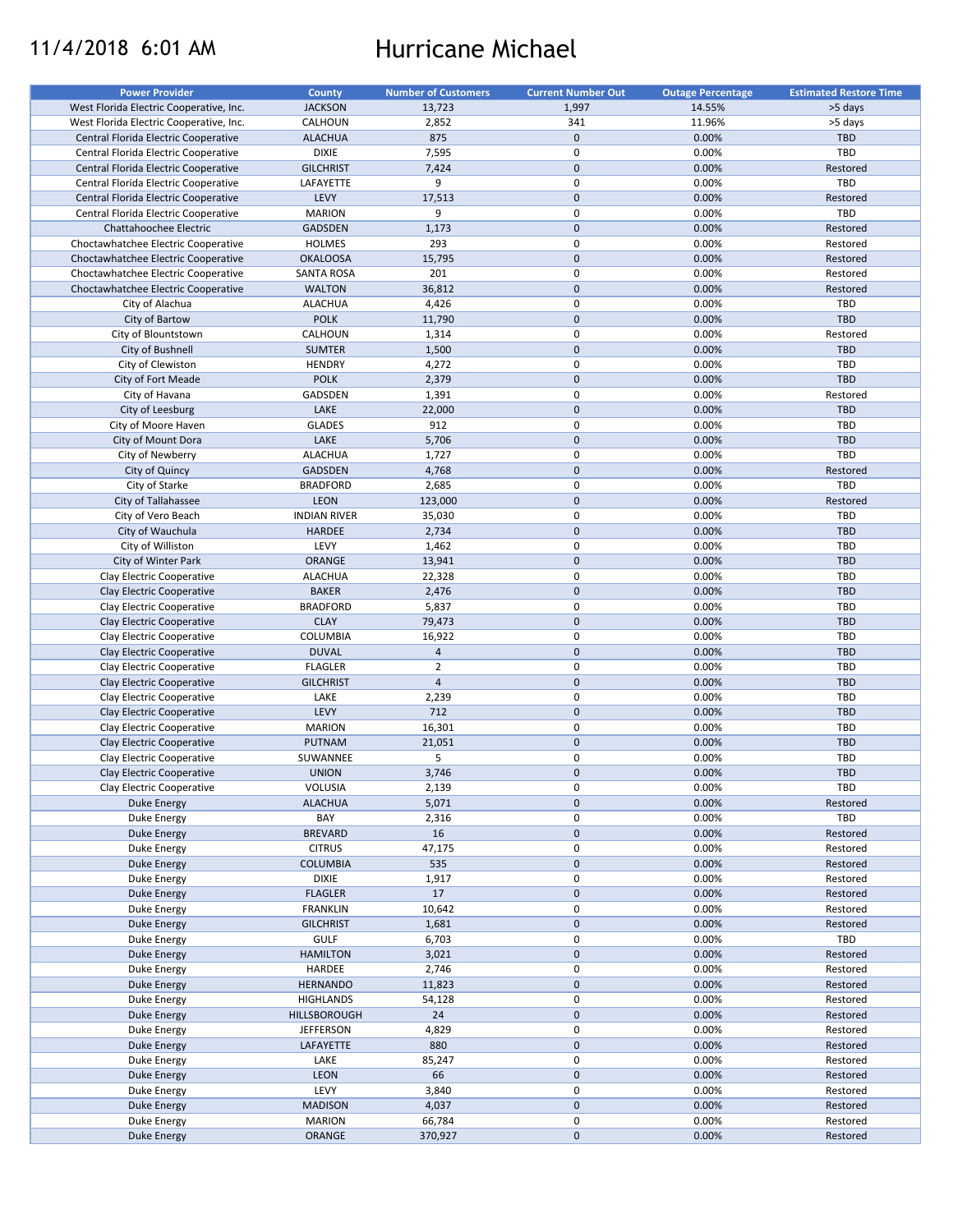# 11/4/2018 6:01 AM Hurricane Michael

| Power Provider | County | Number of Customers | Current Number Out | Outage Percentage | Estimated Restore Time |
|---|---|---|---|---|---|
| West Florida Electric Cooperative, Inc. | JACKSON | 13,723 | 1,997 | 14.55% | >5 days |
| West Florida Electric Cooperative, Inc. | CALHOUN | 2,852 | 341 | 11.96% | >5 days |
| Central Florida Electric Cooperative | ALACHUA | 875 | 0 | 0.00% | TBD |
| Central Florida Electric Cooperative | DIXIE | 7,595 | 0 | 0.00% | TBD |
| Central Florida Electric Cooperative | GILCHRIST | 7,424 | 0 | 0.00% | Restored |
| Central Florida Electric Cooperative | LAFAYETTE | 9 | 0 | 0.00% | TBD |
| Central Florida Electric Cooperative | LEVY | 17,513 | 0 | 0.00% | Restored |
| Central Florida Electric Cooperative | MARION | 9 | 0 | 0.00% | TBD |
| Chattahoochee Electric | GADSDEN | 1,173 | 0 | 0.00% | Restored |
| Choctawhatchee Electric Cooperative | HOLMES | 293 | 0 | 0.00% | Restored |
| Choctawhatchee Electric Cooperative | OKALOOSA | 15,795 | 0 | 0.00% | Restored |
| Choctawhatchee Electric Cooperative | SANTA ROSA | 201 | 0 | 0.00% | Restored |
| Choctawhatchee Electric Cooperative | WALTON | 36,812 | 0 | 0.00% | Restored |
| City of Alachua | ALACHUA | 4,426 | 0 | 0.00% | TBD |
| City of Bartow | POLK | 11,790 | 0 | 0.00% | TBD |
| City of Blountstown | CALHOUN | 1,314 | 0 | 0.00% | Restored |
| City of Bushnell | SUMTER | 1,500 | 0 | 0.00% | TBD |
| City of Clewiston | HENDRY | 4,272 | 0 | 0.00% | TBD |
| City of Fort Meade | POLK | 2,379 | 0 | 0.00% | TBD |
| City of Havana | GADSDEN | 1,391 | 0 | 0.00% | Restored |
| City of Leesburg | LAKE | 22,000 | 0 | 0.00% | TBD |
| City of Moore Haven | GLADES | 912 | 0 | 0.00% | TBD |
| City of Mount Dora | LAKE | 5,706 | 0 | 0.00% | TBD |
| City of Newberry | ALACHUA | 1,727 | 0 | 0.00% | TBD |
| City of Quincy | GADSDEN | 4,768 | 0 | 0.00% | Restored |
| City of Starke | BRADFORD | 2,685 | 0 | 0.00% | TBD |
| City of Tallahassee | LEON | 123,000 | 0 | 0.00% | Restored |
| City of Vero Beach | INDIAN RIVER | 35,030 | 0 | 0.00% | TBD |
| City of Wauchula | HARDEE | 2,734 | 0 | 0.00% | TBD |
| City of Williston | LEVY | 1,462 | 0 | 0.00% | TBD |
| City of Winter Park | ORANGE | 13,941 | 0 | 0.00% | TBD |
| Clay Electric Cooperative | ALACHUA | 22,328 | 0 | 0.00% | TBD |
| Clay Electric Cooperative | BAKER | 2,476 | 0 | 0.00% | TBD |
| Clay Electric Cooperative | BRADFORD | 5,837 | 0 | 0.00% | TBD |
| Clay Electric Cooperative | CLAY | 79,473 | 0 | 0.00% | TBD |
| Clay Electric Cooperative | COLUMBIA | 16,922 | 0 | 0.00% | TBD |
| Clay Electric Cooperative | DUVAL | 4 | 0 | 0.00% | TBD |
| Clay Electric Cooperative | FLAGLER | 2 | 0 | 0.00% | TBD |
| Clay Electric Cooperative | GILCHRIST | 4 | 0 | 0.00% | TBD |
| Clay Electric Cooperative | LAKE | 2,239 | 0 | 0.00% | TBD |
| Clay Electric Cooperative | LEVY | 712 | 0 | 0.00% | TBD |
| Clay Electric Cooperative | MARION | 16,301 | 0 | 0.00% | TBD |
| Clay Electric Cooperative | PUTNAM | 21,051 | 0 | 0.00% | TBD |
| Clay Electric Cooperative | SUWANNEE | 5 | 0 | 0.00% | TBD |
| Clay Electric Cooperative | UNION | 3,746 | 0 | 0.00% | TBD |
| Clay Electric Cooperative | VOLUSIA | 2,139 | 0 | 0.00% | TBD |
| Duke Energy | ALACHUA | 5,071 | 0 | 0.00% | Restored |
| Duke Energy | BAY | 2,316 | 0 | 0.00% | TBD |
| Duke Energy | BREVARD | 16 | 0 | 0.00% | Restored |
| Duke Energy | CITRUS | 47,175 | 0 | 0.00% | Restored |
| Duke Energy | COLUMBIA | 535 | 0 | 0.00% | Restored |
| Duke Energy | DIXIE | 1,917 | 0 | 0.00% | Restored |
| Duke Energy | FLAGLER | 17 | 0 | 0.00% | Restored |
| Duke Energy | FRANKLIN | 10,642 | 0 | 0.00% | Restored |
| Duke Energy | GILCHRIST | 1,681 | 0 | 0.00% | Restored |
| Duke Energy | GULF | 6,703 | 0 | 0.00% | TBD |
| Duke Energy | HAMILTON | 3,021 | 0 | 0.00% | Restored |
| Duke Energy | HARDEE | 2,746 | 0 | 0.00% | Restored |
| Duke Energy | HERNANDO | 11,823 | 0 | 0.00% | Restored |
| Duke Energy | HIGHLANDS | 54,128 | 0 | 0.00% | Restored |
| Duke Energy | HILLSBOROUGH | 24 | 0 | 0.00% | Restored |
| Duke Energy | JEFFERSON | 4,829 | 0 | 0.00% | Restored |
| Duke Energy | LAFAYETTE | 880 | 0 | 0.00% | Restored |
| Duke Energy | LAKE | 85,247 | 0 | 0.00% | Restored |
| Duke Energy | LEON | 66 | 0 | 0.00% | Restored |
| Duke Energy | LEVY | 3,840 | 0 | 0.00% | Restored |
| Duke Energy | MADISON | 4,037 | 0 | 0.00% | Restored |
| Duke Energy | MARION | 66,784 | 0 | 0.00% | Restored |
| Duke Energy | ORANGE | 370,927 | 0 | 0.00% | Restored |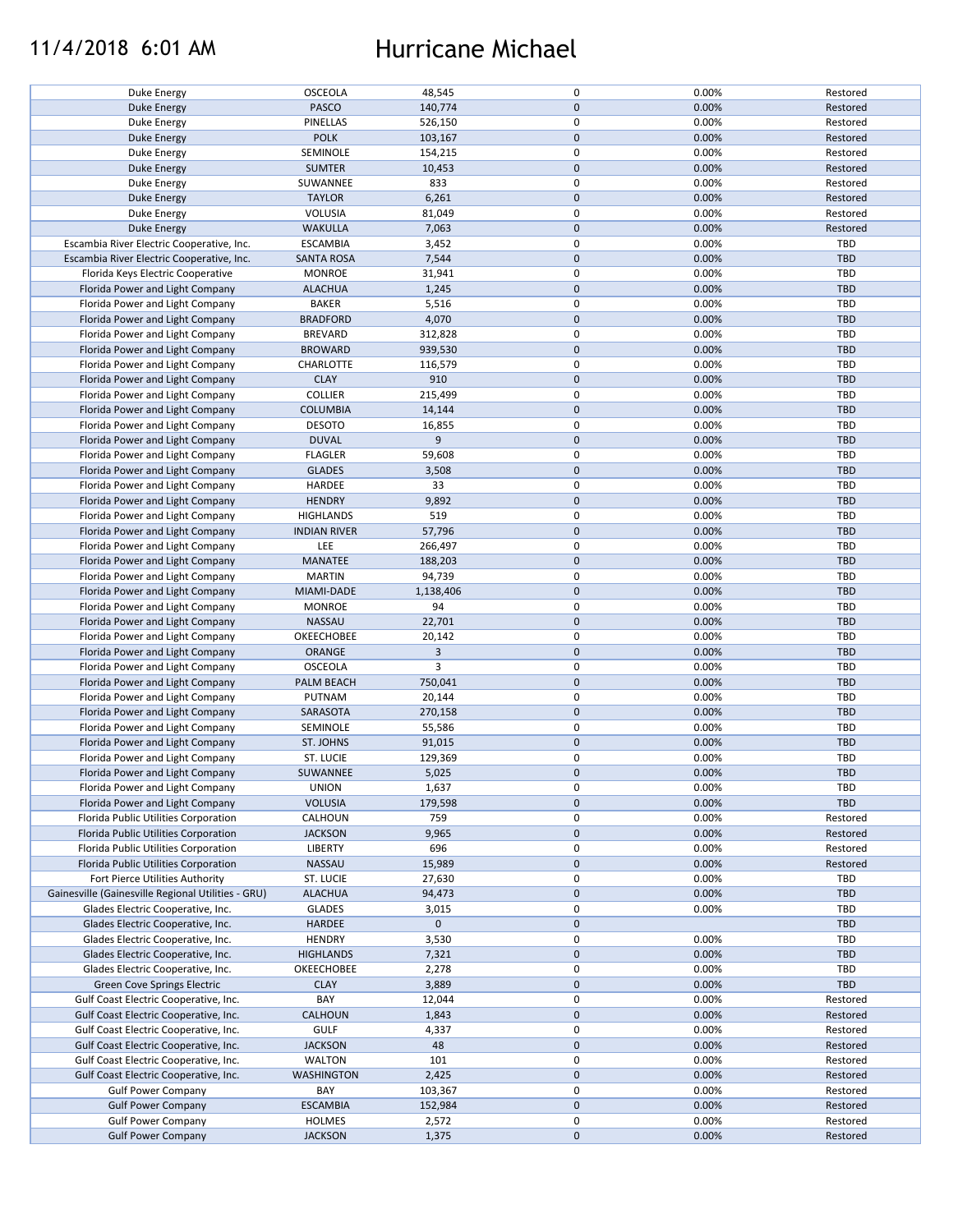# 11/4/2018 6:01 AM Hurricane Michael

| | | | | | |
|---|---|---|---|---|---|
| Duke Energy | OSCEOLA | 48,545 | 0 | 0.00% | Restored |
| Duke Energy | PASCO | 140,774 | 0 | 0.00% | Restored |
| Duke Energy | PINELLAS | 526,150 | 0 | 0.00% | Restored |
| Duke Energy | POLK | 103,167 | 0 | 0.00% | Restored |
| Duke Energy | SEMINOLE | 154,215 | 0 | 0.00% | Restored |
| Duke Energy | SUMTER | 10,453 | 0 | 0.00% | Restored |
| Duke Energy | SUWANNEE | 833 | 0 | 0.00% | Restored |
| Duke Energy | TAYLOR | 6,261 | 0 | 0.00% | Restored |
| Duke Energy | VOLUSIA | 81,049 | 0 | 0.00% | Restored |
| Duke Energy | WAKULLA | 7,063 | 0 | 0.00% | Restored |
| Escambia River Electric Cooperative, Inc. | ESCAMBIA | 3,452 | 0 | 0.00% | TBD |
| Escambia River Electric Cooperative, Inc. | SANTA ROSA | 7,544 | 0 | 0.00% | TBD |
| Florida Keys Electric Cooperative | MONROE | 31,941 | 0 | 0.00% | TBD |
| Florida Power and Light Company | ALACHUA | 1,245 | 0 | 0.00% | TBD |
| Florida Power and Light Company | BAKER | 5,516 | 0 | 0.00% | TBD |
| Florida Power and Light Company | BRADFORD | 4,070 | 0 | 0.00% | TBD |
| Florida Power and Light Company | BREVARD | 312,828 | 0 | 0.00% | TBD |
| Florida Power and Light Company | BROWARD | 939,530 | 0 | 0.00% | TBD |
| Florida Power and Light Company | CHARLOTTE | 116,579 | 0 | 0.00% | TBD |
| Florida Power and Light Company | CLAY | 910 | 0 | 0.00% | TBD |
| Florida Power and Light Company | COLLIER | 215,499 | 0 | 0.00% | TBD |
| Florida Power and Light Company | COLUMBIA | 14,144 | 0 | 0.00% | TBD |
| Florida Power and Light Company | DESOTO | 16,855 | 0 | 0.00% | TBD |
| Florida Power and Light Company | DUVAL | 9 | 0 | 0.00% | TBD |
| Florida Power and Light Company | FLAGLER | 59,608 | 0 | 0.00% | TBD |
| Florida Power and Light Company | GLADES | 3,508 | 0 | 0.00% | TBD |
| Florida Power and Light Company | HARDEE | 33 | 0 | 0.00% | TBD |
| Florida Power and Light Company | HENDRY | 9,892 | 0 | 0.00% | TBD |
| Florida Power and Light Company | HIGHLANDS | 519 | 0 | 0.00% | TBD |
| Florida Power and Light Company | INDIAN RIVER | 57,796 | 0 | 0.00% | TBD |
| Florida Power and Light Company | LEE | 266,497 | 0 | 0.00% | TBD |
| Florida Power and Light Company | MANATEE | 188,203 | 0 | 0.00% | TBD |
| Florida Power and Light Company | MARTIN | 94,739 | 0 | 0.00% | TBD |
| Florida Power and Light Company | MIAMI-DADE | 1,138,406 | 0 | 0.00% | TBD |
| Florida Power and Light Company | MONROE | 94 | 0 | 0.00% | TBD |
| Florida Power and Light Company | NASSAU | 22,701 | 0 | 0.00% | TBD |
| Florida Power and Light Company | OKEECHOBEE | 20,142 | 0 | 0.00% | TBD |
| Florida Power and Light Company | ORANGE | 3 | 0 | 0.00% | TBD |
| Florida Power and Light Company | OSCEOLA | 3 | 0 | 0.00% | TBD |
| Florida Power and Light Company | PALM BEACH | 750,041 | 0 | 0.00% | TBD |
| Florida Power and Light Company | PUTNAM | 20,144 | 0 | 0.00% | TBD |
| Florida Power and Light Company | SARASOTA | 270,158 | 0 | 0.00% | TBD |
| Florida Power and Light Company | SEMINOLE | 55,586 | 0 | 0.00% | TBD |
| Florida Power and Light Company | ST. JOHNS | 91,015 | 0 | 0.00% | TBD |
| Florida Power and Light Company | ST. LUCIE | 129,369 | 0 | 0.00% | TBD |
| Florida Power and Light Company | SUWANNEE | 5,025 | 0 | 0.00% | TBD |
| Florida Power and Light Company | UNION | 1,637 | 0 | 0.00% | TBD |
| Florida Power and Light Company | VOLUSIA | 179,598 | 0 | 0.00% | TBD |
| Florida Public Utilities Corporation | CALHOUN | 759 | 0 | 0.00% | Restored |
| Florida Public Utilities Corporation | JACKSON | 9,965 | 0 | 0.00% | Restored |
| Florida Public Utilities Corporation | LIBERTY | 696 | 0 | 0.00% | Restored |
| Florida Public Utilities Corporation | NASSAU | 15,989 | 0 | 0.00% | Restored |
| Fort Pierce Utilities Authority | ST. LUCIE | 27,630 | 0 | 0.00% | TBD |
| Gainesville (Gainesville Regional Utilities - GRU) | ALACHUA | 94,473 | 0 | 0.00% | TBD |
| Glades Electric Cooperative, Inc. | GLADES | 3,015 | 0 | 0.00% | TBD |
| Glades Electric Cooperative, Inc. | HARDEE | 0 | 0 | | TBD |
| Glades Electric Cooperative, Inc. | HENDRY | 3,530 | 0 | 0.00% | TBD |
| Glades Electric Cooperative, Inc. | HIGHLANDS | 7,321 | 0 | 0.00% | TBD |
| Glades Electric Cooperative, Inc. | OKEECHOBEE | 2,278 | 0 | 0.00% | TBD |
| Green Cove Springs Electric | CLAY | 3,889 | 0 | 0.00% | TBD |
| Gulf Coast Electric Cooperative, Inc. | BAY | 12,044 | 0 | 0.00% | Restored |
| Gulf Coast Electric Cooperative, Inc. | CALHOUN | 1,843 | 0 | 0.00% | Restored |
| Gulf Coast Electric Cooperative, Inc. | GULF | 4,337 | 0 | 0.00% | Restored |
| Gulf Coast Electric Cooperative, Inc. | JACKSON | 48 | 0 | 0.00% | Restored |
| Gulf Coast Electric Cooperative, Inc. | WALTON | 101 | 0 | 0.00% | Restored |
| Gulf Coast Electric Cooperative, Inc. | WASHINGTON | 2,425 | 0 | 0.00% | Restored |
| Gulf Power Company | BAY | 103,367 | 0 | 0.00% | Restored |
| Gulf Power Company | ESCAMBIA | 152,984 | 0 | 0.00% | Restored |
| Gulf Power Company | HOLMES | 2,572 | 0 | 0.00% | Restored |
| Gulf Power Company | JACKSON | 1,375 | 0 | 0.00% | Restored |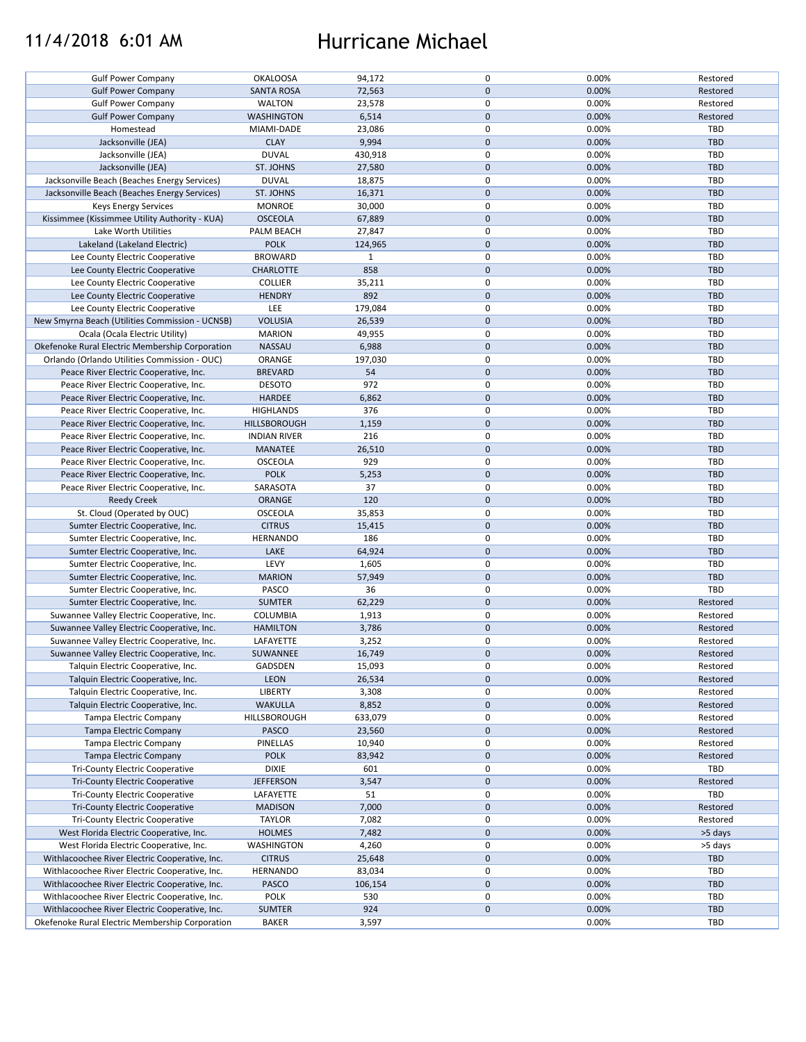# 11/4/2018 6:01 AM Hurricane Michael

| | | | | | |
|---|---|---|---|---|---|
| Gulf Power Company | OKALOOSA | 94,172 | 0 | 0.00% | Restored |
| Gulf Power Company | SANTA ROSA | 72,563 | 0 | 0.00% | Restored |
| Gulf Power Company | WALTON | 23,578 | 0 | 0.00% | Restored |
| Gulf Power Company | WASHINGTON | 6,514 | 0 | 0.00% | Restored |
| Homestead | MIAMI-DADE | 23,086 | 0 | 0.00% | TBD |
| Jacksonville (JEA) | CLAY | 9,994 | 0 | 0.00% | TBD |
| Jacksonville (JEA) | DUVAL | 430,918 | 0 | 0.00% | TBD |
| Jacksonville (JEA) | ST. JOHNS | 27,580 | 0 | 0.00% | TBD |
| Jacksonville Beach (Beaches Energy Services) | DUVAL | 18,875 | 0 | 0.00% | TBD |
| Jacksonville Beach (Beaches Energy Services) | ST. JOHNS | 16,371 | 0 | 0.00% | TBD |
| Keys Energy Services | MONROE | 30,000 | 0 | 0.00% | TBD |
| Kissimmee (Kissimmee Utility Authority - KUA) | OSCEOLA | 67,889 | 0 | 0.00% | TBD |
| Lake Worth Utilities | PALM BEACH | 27,847 | 0 | 0.00% | TBD |
| Lakeland (Lakeland Electric) | POLK | 124,965 | 0 | 0.00% | TBD |
| Lee County Electric Cooperative | BROWARD | 1 | 0 | 0.00% | TBD |
| Lee County Electric Cooperative | CHARLOTTE | 858 | 0 | 0.00% | TBD |
| Lee County Electric Cooperative | COLLIER | 35,211 | 0 | 0.00% | TBD |
| Lee County Electric Cooperative | HENDRY | 892 | 0 | 0.00% | TBD |
| Lee County Electric Cooperative | LEE | 179,084 | 0 | 0.00% | TBD |
| New Smyrna Beach (Utilities Commission - UCNSB) | VOLUSIA | 26,539 | 0 | 0.00% | TBD |
| Ocala (Ocala Electric Utility) | MARION | 49,955 | 0 | 0.00% | TBD |
| Okefenoke Rural Electric Membership Corporation | NASSAU | 6,988 | 0 | 0.00% | TBD |
| Orlando (Orlando Utilities Commission - OUC) | ORANGE | 197,030 | 0 | 0.00% | TBD |
| Peace River Electric Cooperative, Inc. | BREVARD | 54 | 0 | 0.00% | TBD |
| Peace River Electric Cooperative, Inc. | DESOTO | 972 | 0 | 0.00% | TBD |
| Peace River Electric Cooperative, Inc. | HARDEE | 6,862 | 0 | 0.00% | TBD |
| Peace River Electric Cooperative, Inc. | HIGHLANDS | 376 | 0 | 0.00% | TBD |
| Peace River Electric Cooperative, Inc. | HILLSBOROUGH | 1,159 | 0 | 0.00% | TBD |
| Peace River Electric Cooperative, Inc. | INDIAN RIVER | 216 | 0 | 0.00% | TBD |
| Peace River Electric Cooperative, Inc. | MANATEE | 26,510 | 0 | 0.00% | TBD |
| Peace River Electric Cooperative, Inc. | OSCEOLA | 929 | 0 | 0.00% | TBD |
| Peace River Electric Cooperative, Inc. | POLK | 5,253 | 0 | 0.00% | TBD |
| Peace River Electric Cooperative, Inc. | SARASOTA | 37 | 0 | 0.00% | TBD |
| Reedy Creek | ORANGE | 120 | 0 | 0.00% | TBD |
| St. Cloud (Operated by OUC) | OSCEOLA | 35,853 | 0 | 0.00% | TBD |
| Sumter Electric Cooperative, Inc. | CITRUS | 15,415 | 0 | 0.00% | TBD |
| Sumter Electric Cooperative, Inc. | HERNANDO | 186 | 0 | 0.00% | TBD |
| Sumter Electric Cooperative, Inc. | LAKE | 64,924 | 0 | 0.00% | TBD |
| Sumter Electric Cooperative, Inc. | LEVY | 1,605 | 0 | 0.00% | TBD |
| Sumter Electric Cooperative, Inc. | MARION | 57,949 | 0 | 0.00% | TBD |
| Sumter Electric Cooperative, Inc. | PASCO | 36 | 0 | 0.00% | TBD |
| Sumter Electric Cooperative, Inc. | SUMTER | 62,229 | 0 | 0.00% | Restored |
| Suwannee Valley Electric Cooperative, Inc. | COLUMBIA | 1,913 | 0 | 0.00% | Restored |
| Suwannee Valley Electric Cooperative, Inc. | HAMILTON | 3,786 | 0 | 0.00% | Restored |
| Suwannee Valley Electric Cooperative, Inc. | LAFAYETTE | 3,252 | 0 | 0.00% | Restored |
| Suwannee Valley Electric Cooperative, Inc. | SUWANNEE | 16,749 | 0 | 0.00% | Restored |
| Talquin Electric Cooperative, Inc. | GADSDEN | 15,093 | 0 | 0.00% | Restored |
| Talquin Electric Cooperative, Inc. | LEON | 26,534 | 0 | 0.00% | Restored |
| Talquin Electric Cooperative, Inc. | LIBERTY | 3,308 | 0 | 0.00% | Restored |
| Talquin Electric Cooperative, Inc. | WAKULLA | 8,852 | 0 | 0.00% | Restored |
| Tampa Electric Company | HILLSBOROUGH | 633,079 | 0 | 0.00% | Restored |
| Tampa Electric Company | PASCO | 23,560 | 0 | 0.00% | Restored |
| Tampa Electric Company | PINELLAS | 10,940 | 0 | 0.00% | Restored |
| Tampa Electric Company | POLK | 83,942 | 0 | 0.00% | Restored |
| Tri-County Electric Cooperative | DIXIE | 601 | 0 | 0.00% | TBD |
| Tri-County Electric Cooperative | JEFFERSON | 3,547 | 0 | 0.00% | Restored |
| Tri-County Electric Cooperative | LAFAYETTE | 51 | 0 | 0.00% | TBD |
| Tri-County Electric Cooperative | MADISON | 7,000 | 0 | 0.00% | Restored |
| Tri-County Electric Cooperative | TAYLOR | 7,082 | 0 | 0.00% | Restored |
| West Florida Electric Cooperative, Inc. | HOLMES | 7,482 | 0 | 0.00% | >5 days |
| West Florida Electric Cooperative, Inc. | WASHINGTON | 4,260 | 0 | 0.00% | >5 days |
| Withlacoochee River Electric Cooperative, Inc. | CITRUS | 25,648 | 0 | 0.00% | TBD |
| Withlacoochee River Electric Cooperative, Inc. | HERNANDO | 83,034 | 0 | 0.00% | TBD |
| Withlacoochee River Electric Cooperative, Inc. | PASCO | 106,154 | 0 | 0.00% | TBD |
| Withlacoochee River Electric Cooperative, Inc. | POLK | 530 | 0 | 0.00% | TBD |
| Withlacoochee River Electric Cooperative, Inc. | SUMTER | 924 | 0 | 0.00% | TBD |
| Okefenoke Rural Electric Membership Corporation | BAKER | 3,597 | | 0.00% | TBD |